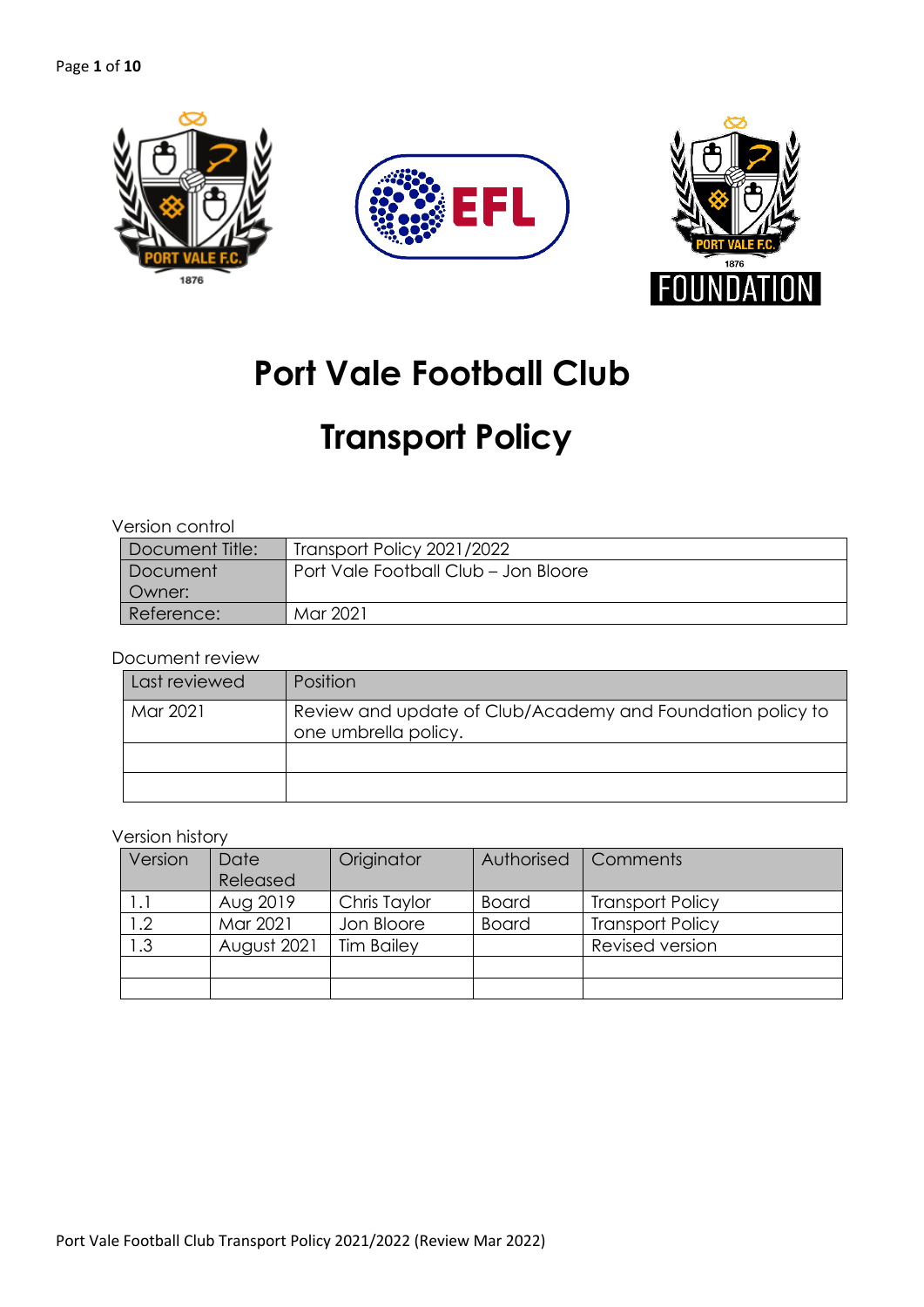# Port Vale Football Club

# Transport Policy

Version control

| Document Title: | Transport Policy 2021/2022 |
|---|---|
| Document Owner: | Port Vale Football Club – Jon Bloore |
| Reference: | Mar 2021 |

Document review

| Last reviewed | Position |
|---|---|
| Mar 2021 | Review and update of Club/Academy and Foundation policy to one umbrella policy. |
| | |
| | |

Version history

| Version | Date Released | Originator | Authorised | Comments |
|---|---|---|---|---|
| 1.1 | Aug 2019 | Chris Taylor | Board | Transport Policy |
| 1.2 | Mar 2021 | Jon Bloore | Board | Transport Policy |
| 1.3 | August 2021 | Tim Bailey | | Revised version |
| | | | | |
| | | | | |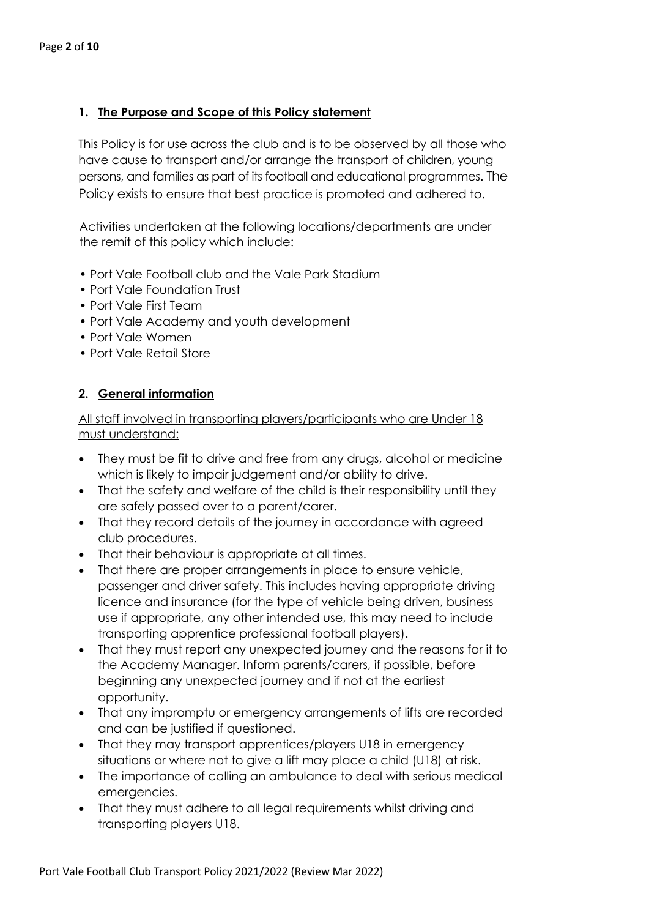## 1. <u>The Purpose and Scope of this Policy statement</u>

This Policy is for use across the club and is to be observed by all those who have cause to transport and/or arrange the transport of children, young persons, and families as part of its football and educational programmes. The Policy exists to ensure that best practice is promoted and adhered to.

Activities undertaken at the following locations/departments are under the remit of this policy which include:

- Port Vale Football club and the Vale Park Stadium
- Port Vale Foundation Trust
- Port Vale First Team
- Port Vale Academy and youth development
- Port Vale Women
- Port Vale Retail Store

## 2. <u>General information</u>

<u>All staff involved in transporting players/participants who are Under 18 must understand:</u>

- They must be fit to drive and free from any drugs, alcohol or medicine which is likely to impair judgement and/or ability to drive.
- That the safety and welfare of the child is their responsibility until they are safely passed over to a parent/carer.
- That they record details of the journey in accordance with agreed club procedures.
- That their behaviour is appropriate at all times.
- That there are proper arrangements in place to ensure vehicle, passenger and driver safety. This includes having appropriate driving licence and insurance (for the type of vehicle being driven, business use if appropriate, any other intended use, this may need to include transporting apprentice professional football players).
- That they must report any unexpected journey and the reasons for it to the Academy Manager. Inform parents/carers, if possible, before beginning any unexpected journey and if not at the earliest opportunity.
- That any impromptu or emergency arrangements of lifts are recorded and can be justified if questioned.
- That they may transport apprentices/players U18 in emergency situations or where not to give a lift may place a child (U18) at risk.
- The importance of calling an ambulance to deal with serious medical emergencies.
- That they must adhere to all legal requirements whilst driving and transporting players U18.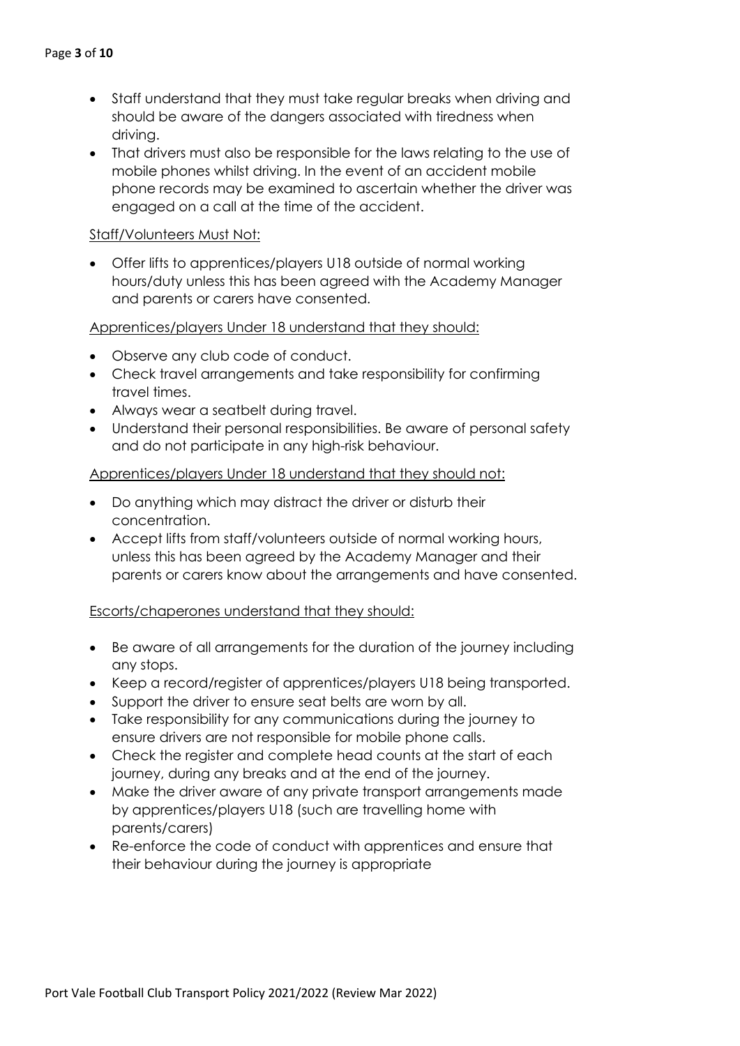- Staff understand that they must take regular breaks when driving and should be aware of the dangers associated with tiredness when driving.
- That drivers must also be responsible for the laws relating to the use of mobile phones whilst driving. In the event of an accident mobile phone records may be examined to ascertain whether the driver was engaged on a call at the time of the accident.

<u>Staff/Volunteers Must Not:</u>

- Offer lifts to apprentices/players U18 outside of normal working hours/duty unless this has been agreed with the Academy Manager and parents or carers have consented.

<u>Apprentices/players Under 18 understand that they should:</u>

- Observe any club code of conduct.
- Check travel arrangements and take responsibility for confirming travel times.
- Always wear a seatbelt during travel.
- Understand their personal responsibilities. Be aware of personal safety and do not participate in any high-risk behaviour.

<u>Apprentices/players Under 18 understand that they should not:</u>

- Do anything which may distract the driver or disturb their concentration.
- Accept lifts from staff/volunteers outside of normal working hours, unless this has been agreed by the Academy Manager and their parents or carers know about the arrangements and have consented.

<u>Escorts/chaperones understand that they should:</u>

- Be aware of all arrangements for the duration of the journey including any stops.
- Keep a record/register of apprentices/players U18 being transported.
- Support the driver to ensure seat belts are worn by all.
- Take responsibility for any communications during the journey to ensure drivers are not responsible for mobile phone calls.
- Check the register and complete head counts at the start of each journey, during any breaks and at the end of the journey.
- Make the driver aware of any private transport arrangements made by apprentices/players U18 (such are travelling home with parents/carers)
- Re-enforce the code of conduct with apprentices and ensure that their behaviour during the journey is appropriate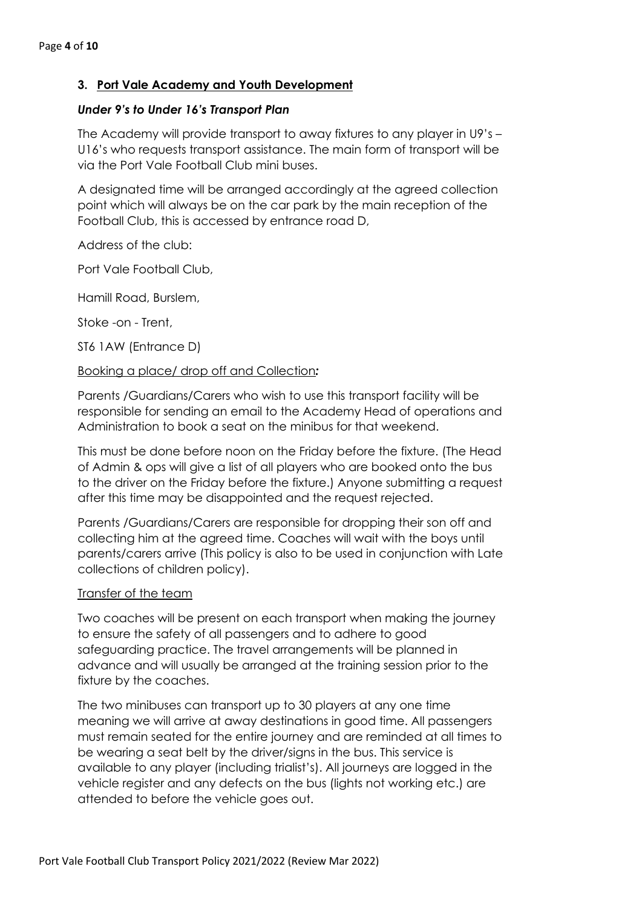## 3. Port Vale Academy and Youth Development

### *Under 9's to Under 16's Transport Plan*

The Academy will provide transport to away fixtures to any player in U9's – U16's who requests transport assistance. The main form of transport will be via the Port Vale Football Club mini buses.

A designated time will be arranged accordingly at the agreed collection point which will always be on the car park by the main reception of the Football Club, this is accessed by entrance road D,

Address of the club:

Port Vale Football Club,

Hamill Road, Burslem,

Stoke -on - Trent,

ST6 1AW (Entrance D)

Booking a place/ drop off and Collection***:***

Parents /Guardians/Carers who wish to use this transport facility will be responsible for sending an email to the Academy Head of operations and Administration to book a seat on the minibus for that weekend.

This must be done before noon on the Friday before the fixture. (The Head of Admin & ops will give a list of all players who are booked onto the bus to the driver on the Friday before the fixture.) Anyone submitting a request after this time may be disappointed and the request rejected.

Parents /Guardians/Carers are responsible for dropping their son off and collecting him at the agreed time. Coaches will wait with the boys until parents/carers arrive (This policy is also to be used in conjunction with Late collections of children policy).

Transfer of the team

Two coaches will be present on each transport when making the journey to ensure the safety of all passengers and to adhere to good safeguarding practice. The travel arrangements will be planned in advance and will usually be arranged at the training session prior to the fixture by the coaches.

The two minibuses can transport up to 30 players at any one time meaning we will arrive at away destinations in good time. All passengers must remain seated for the entire journey and are reminded at all times to be wearing a seat belt by the driver/signs in the bus. This service is available to any player (including trialist's). All journeys are logged in the vehicle register and any defects on the bus (lights not working etc.) are attended to before the vehicle goes out.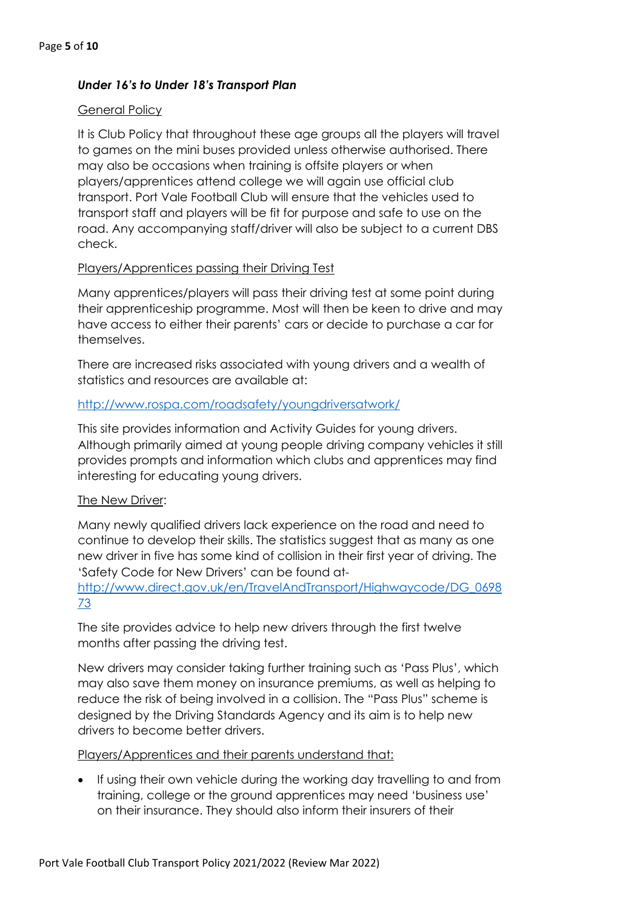### *Under 16's to Under 18's Transport Plan*

General Policy

It is Club Policy that throughout these age groups all the players will travel to games on the mini buses provided unless otherwise authorised. There may also be occasions when training is offsite players or when players/apprentices attend college we will again use official club transport. Port Vale Football Club will ensure that the vehicles used to transport staff and players will be fit for purpose and safe to use on the road. Any accompanying staff/driver will also be subject to a current DBS check.

Players/Apprentices passing their Driving Test

Many apprentices/players will pass their driving test at some point during their apprenticeship programme. Most will then be keen to drive and may have access to either their parents' cars or decide to purchase a car for themselves.

There are increased risks associated with young drivers and a wealth of statistics and resources are available at:

[http://www.rospa.com/roadsafety/youngdriversatwork/](http://www.rospa.com/roadsafety/youngdriversatwork/)

This site provides information and Activity Guides for young drivers. Although primarily aimed at young people driving company vehicles it still provides prompts and information which clubs and apprentices may find interesting for educating young drivers.

The New Driver:

Many newly qualified drivers lack experience on the road and need to continue to develop their skills. The statistics suggest that as many as one new driver in five has some kind of collision in their first year of driving. The 'Safety Code for New Drivers' can be found at-
[http://www.direct.gov.uk/en/TravelAndTransport/Highwaycode/DG_069873](http://www.direct.gov.uk/en/TravelAndTransport/Highwaycode/DG_069873)

The site provides advice to help new drivers through the first twelve months after passing the driving test.

New drivers may consider taking further training such as 'Pass Plus', which may also save them money on insurance premiums, as well as helping to reduce the risk of being involved in a collision. The "Pass Plus" scheme is designed by the Driving Standards Agency and its aim is to help new drivers to become better drivers.

Players/Apprentices and their parents understand that:

- If using their own vehicle during the working day travelling to and from training, college or the ground apprentices may need 'business use' on their insurance. They should also inform their insurers of their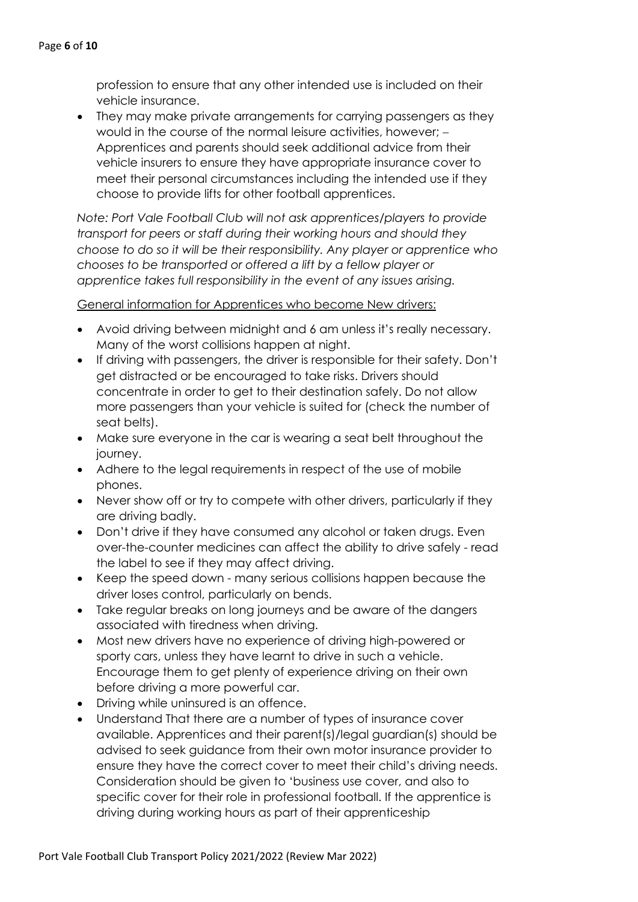profession to ensure that any other intended use is included on their vehicle insurance.

- They may make private arrangements for carrying passengers as they would in the course of the normal leisure activities, however; – Apprentices and parents should seek additional advice from their vehicle insurers to ensure they have appropriate insurance cover to meet their personal circumstances including the intended use if they choose to provide lifts for other football apprentices.

*Note: Port Vale Football Club will not ask apprentices/players to provide transport for peers or staff during their working hours and should they choose to do so it will be their responsibility. Any player or apprentice who chooses to be transported or offered a lift by a fellow player or apprentice takes full responsibility in the event of any issues arising.*

<u>General information for Apprentices who become New drivers:</u>

- Avoid driving between midnight and 6 am unless it's really necessary. Many of the worst collisions happen at night.
- If driving with passengers, the driver is responsible for their safety. Don't get distracted or be encouraged to take risks. Drivers should concentrate in order to get to their destination safely. Do not allow more passengers than your vehicle is suited for (check the number of seat belts).
- Make sure everyone in the car is wearing a seat belt throughout the journey.
- Adhere to the legal requirements in respect of the use of mobile phones.
- Never show off or try to compete with other drivers, particularly if they are driving badly.
- Don't drive if they have consumed any alcohol or taken drugs. Even over-the-counter medicines can affect the ability to drive safely - read the label to see if they may affect driving.
- Keep the speed down - many serious collisions happen because the driver loses control, particularly on bends.
- Take regular breaks on long journeys and be aware of the dangers associated with tiredness when driving.
- Most new drivers have no experience of driving high-powered or sporty cars, unless they have learnt to drive in such a vehicle. Encourage them to get plenty of experience driving on their own before driving a more powerful car.
- Driving while uninsured is an offence.
- Understand That there are a number of types of insurance cover available. Apprentices and their parent(s)/legal guardian(s) should be advised to seek guidance from their own motor insurance provider to ensure they have the correct cover to meet their child's driving needs. Consideration should be given to 'business use cover, and also to specific cover for their role in professional football. If the apprentice is driving during working hours as part of their apprenticeship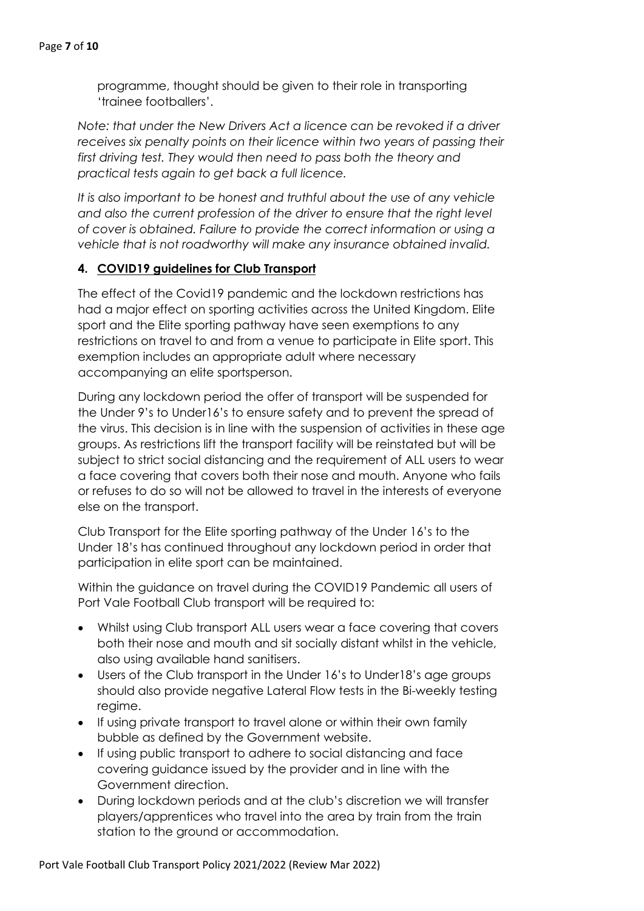programme, thought should be given to their role in transporting 'trainee footballers'.

*Note: that under the New Drivers Act a licence can be revoked if a driver receives six penalty points on their licence within two years of passing their first driving test. They would then need to pass both the theory and practical tests again to get back a full licence.*

*It is also important to be honest and truthful about the use of any vehicle and also the current profession of the driver to ensure that the right level of cover is obtained. Failure to provide the correct information or using a vehicle that is not roadworthy will make any insurance obtained invalid.*

## 4. COVID19 guidelines for Club Transport

The effect of the Covid19 pandemic and the lockdown restrictions has had a major effect on sporting activities across the United Kingdom. Elite sport and the Elite sporting pathway have seen exemptions to any restrictions on travel to and from a venue to participate in Elite sport. This exemption includes an appropriate adult where necessary accompanying an elite sportsperson.

During any lockdown period the offer of transport will be suspended for the Under 9's to Under16's to ensure safety and to prevent the spread of the virus. This decision is in line with the suspension of activities in these age groups. As restrictions lift the transport facility will be reinstated but will be subject to strict social distancing and the requirement of ALL users to wear a face covering that covers both their nose and mouth. Anyone who fails or refuses to do so will not be allowed to travel in the interests of everyone else on the transport.

Club Transport for the Elite sporting pathway of the Under 16's to the Under 18's has continued throughout any lockdown period in order that participation in elite sport can be maintained.

Within the guidance on travel during the COVID19 Pandemic all users of Port Vale Football Club transport will be required to:

- Whilst using Club transport ALL users wear a face covering that covers both their nose and mouth and sit socially distant whilst in the vehicle, also using available hand sanitisers.
- Users of the Club transport in the Under 16's to Under18's age groups should also provide negative Lateral Flow tests in the Bi-weekly testing regime.
- If using private transport to travel alone or within their own family bubble as defined by the Government website.
- If using public transport to adhere to social distancing and face covering guidance issued by the provider and in line with the Government direction.
- During lockdown periods and at the club's discretion we will transfer players/apprentices who travel into the area by train from the train station to the ground or accommodation.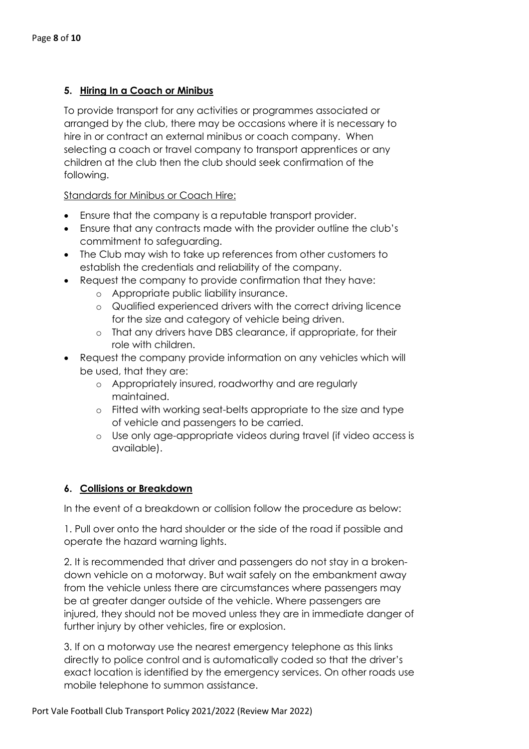## 5. Hiring In a Coach or Minibus

To provide transport for any activities or programmes associated or arranged by the club, there may be occasions where it is necessary to hire in or contract an external minibus or coach company. When selecting a coach or travel company to transport apprentices or any children at the club then the club should seek confirmation of the following.

Standards for Minibus or Coach Hire:

- Ensure that the company is a reputable transport provider.
- Ensure that any contracts made with the provider outline the club's commitment to safeguarding.
- The Club may wish to take up references from other customers to establish the credentials and reliability of the company.
- Request the company to provide confirmation that they have:
  - Appropriate public liability insurance.
  - Qualified experienced drivers with the correct driving licence for the size and category of vehicle being driven.
  - That any drivers have DBS clearance, if appropriate, for their role with children.
- Request the company provide information on any vehicles which will be used, that they are:
  - Appropriately insured, roadworthy and are regularly maintained.
  - Fitted with working seat-belts appropriate to the size and type of vehicle and passengers to be carried.
  - Use only age-appropriate videos during travel (if video access is available).

## 6. Collisions or Breakdown

In the event of a breakdown or collision follow the procedure as below:

1. Pull over onto the hard shoulder or the side of the road if possible and operate the hazard warning lights.

2. It is recommended that driver and passengers do not stay in a broken-down vehicle on a motorway. But wait safely on the embankment away from the vehicle unless there are circumstances where passengers may be at greater danger outside of the vehicle. Where passengers are injured, they should not be moved unless they are in immediate danger of further injury by other vehicles, fire or explosion.

3. If on a motorway use the nearest emergency telephone as this links directly to police control and is automatically coded so that the driver's exact location is identified by the emergency services. On other roads use mobile telephone to summon assistance.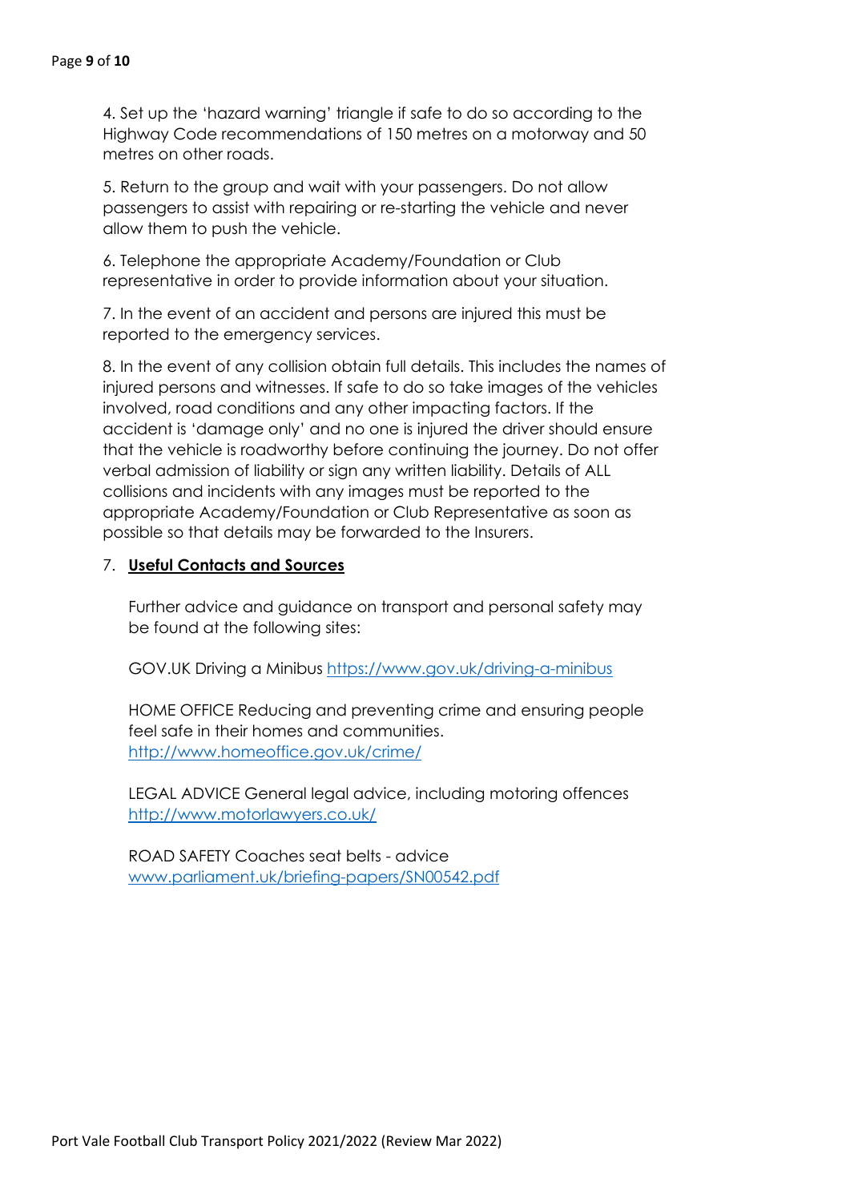4. Set up the 'hazard warning' triangle if safe to do so according to the Highway Code recommendations of 150 metres on a motorway and 50 metres on other roads.

5. Return to the group and wait with your passengers. Do not allow passengers to assist with repairing or re-starting the vehicle and never allow them to push the vehicle.

6. Telephone the appropriate Academy/Foundation or Club representative in order to provide information about your situation.

7. In the event of an accident and persons are injured this must be reported to the emergency services.

8. In the event of any collision obtain full details. This includes the names of injured persons and witnesses. If safe to do so take images of the vehicles involved, road conditions and any other impacting factors. If the accident is 'damage only' and no one is injured the driver should ensure that the vehicle is roadworthy before continuing the journey. Do not offer verbal admission of liability or sign any written liability. Details of ALL collisions and incidents with any images must be reported to the appropriate Academy/Foundation or Club Representative as soon as possible so that details may be forwarded to the Insurers.

## 7. **Useful Contacts and Sources**

Further advice and guidance on transport and personal safety may be found at the following sites:

GOV.UK Driving a Minibus https://www.gov.uk/driving-a-minibus

HOME OFFICE Reducing and preventing crime and ensuring people feel safe in their homes and communities. http://www.homeoffice.gov.uk/crime/

LEGAL ADVICE General legal advice, including motoring offences http://www.motorlawyers.co.uk/

ROAD SAFETY Coaches seat belts - advice www.parliament.uk/briefing-papers/SN00542.pdf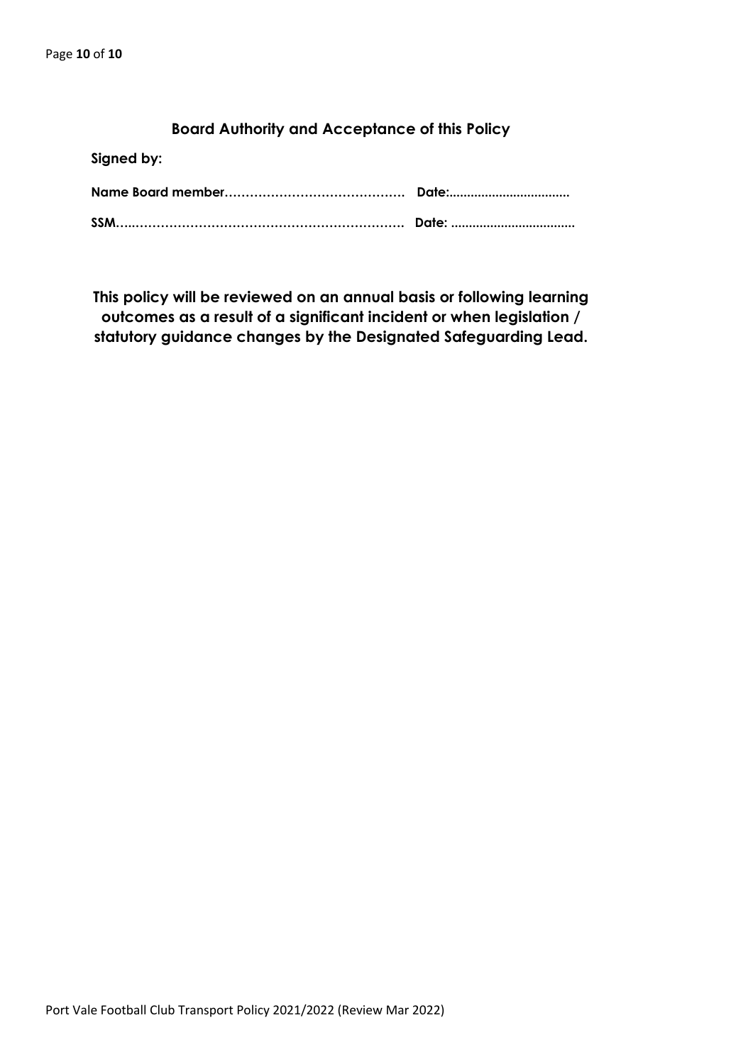## Board Authority and Acceptance of this Policy

**Signed by:**

**Name Board member……………………………………. Date:..................................**

**SSM…..………………………………………………………. Date: ..................................**

**This policy will be reviewed on an annual basis or following learning outcomes as a result of a significant incident or when legislation / statutory guidance changes by the Designated Safeguarding Lead.**